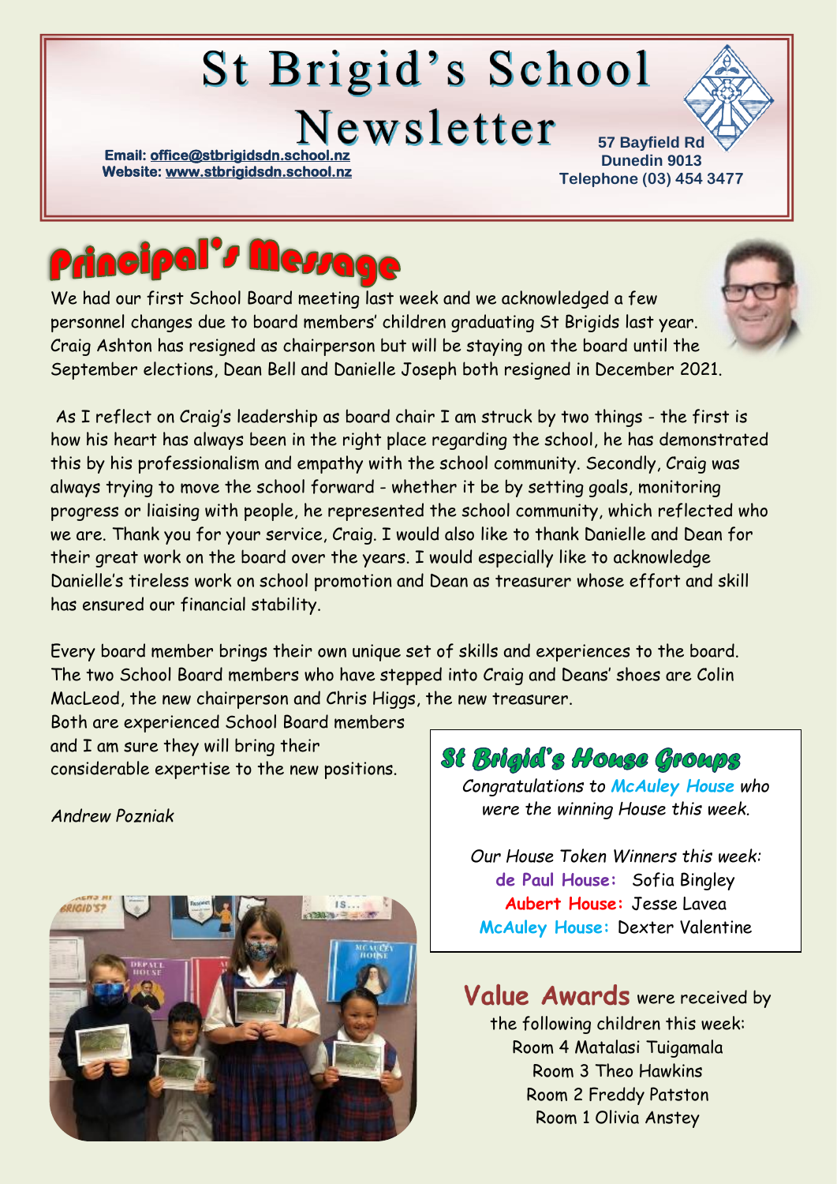# St Brigid's School Newsletter

**Email: office@stbrigidsdn.school.nz**
**Website: www.stbrigidsdn.school.nz**

**57 Bayfield Rd**
**Dunedin 9013**
**Telephone (03) 454 3477**

## Principal's Message

We had our first School Board meeting last week and we acknowledged a few personnel changes due to board members' children graduating St Brigids last year. Craig Ashton has resigned as chairperson but will be staying on the board until the September elections, Dean Bell and Danielle Joseph both resigned in December 2021.

As I reflect on Craig's leadership as board chair I am struck by two things - the first is how his heart has always been in the right place regarding the school, he has demonstrated this by his professionalism and empathy with the school community. Secondly, Craig was always trying to move the school forward - whether it be by setting goals, monitoring progress or liaising with people, he represented the school community, which reflected who we are. Thank you for your service, Craig. I would also like to thank Danielle and Dean for their great work on the board over the years. I would especially like to acknowledge Danielle's tireless work on school promotion and Dean as treasurer whose effort and skill has ensured our financial stability.

Every board member brings their own unique set of skills and experiences to the board. The two School Board members who have stepped into Craig and Deans' shoes are Colin MacLeod, the new chairperson and Chris Higgs, the new treasurer.
Both are experienced School Board members and I am sure they will bring their considerable expertise to the new positions.

*Andrew Pozniak*

## St Brigid's House Groups

*Congratulations to **McAuley House** who were the winning House this week.*

*Our House Token Winners this week:*
**de Paul House:** Sofia Bingley
**Aubert House:** Jesse Lavea
**McAuley House:** Dexter Valentine

**Value Awards** were received by the following children this week:
Room 4 Matalasi Tuigamala
Room 3 Theo Hawkins
Room 2 Freddy Patston
Room 1 Olivia Anstey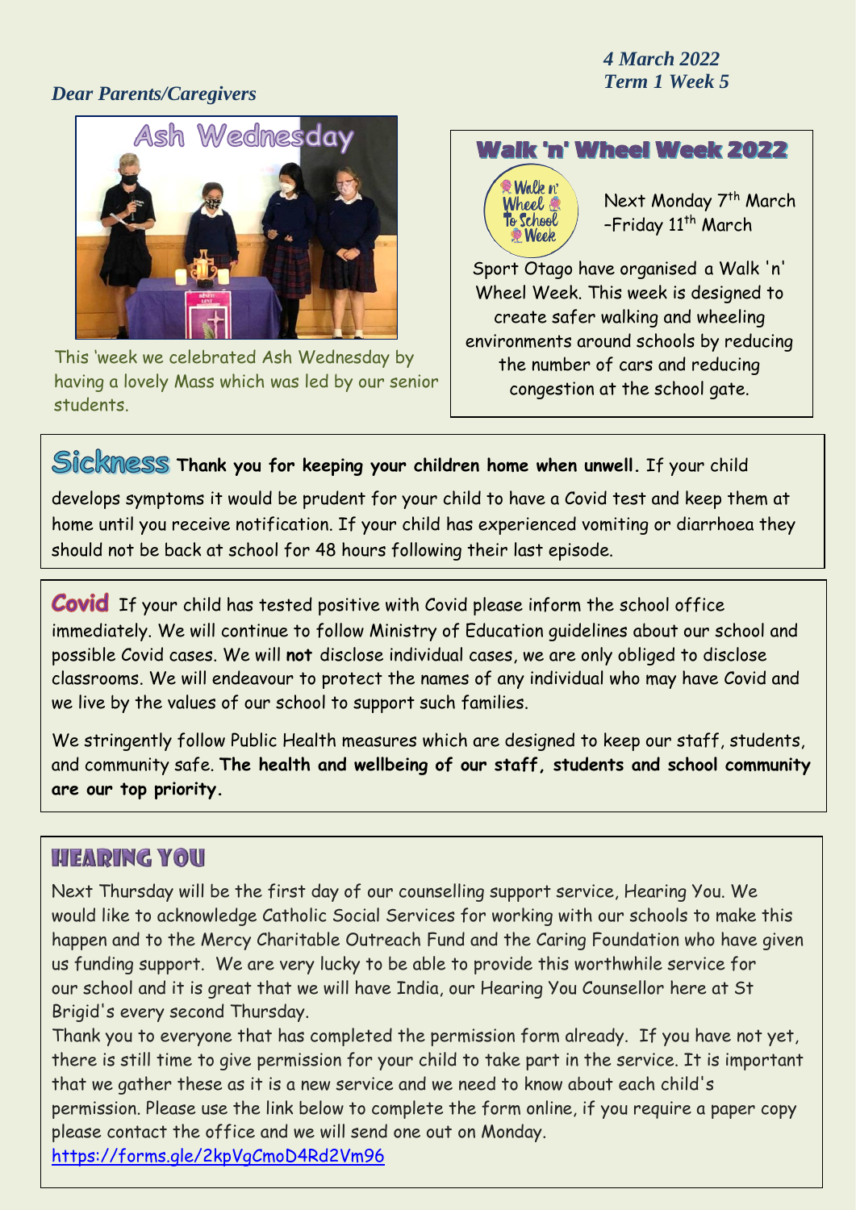*4 March 2022*
*Term 1 Week 5*

*Dear Parents/Caregivers*

## Ash Wednesday

This 'week we celebrated Ash Wednesday by having a lovely Mass which was led by our senior students.

## Walk 'n' Wheel Week 2022

Next Monday 7th March –Friday 11th March

Sport Otago have organised a Walk 'n' Wheel Week. This week is designed to create safer walking and wheeling environments around schools by reducing the number of cars and reducing congestion at the school gate.

## Sickness

**Thank you for keeping your children home when unwell.** If your child develops symptoms it would be prudent for your child to have a Covid test and keep them at home until you receive notification. If your child has experienced vomiting or diarrhoea they should not be back at school for 48 hours following their last episode.

## Covid

If your child has tested positive with Covid please inform the school office immediately. We will continue to follow Ministry of Education guidelines about our school and possible Covid cases. We will **not** disclose individual cases, we are only obliged to disclose classrooms. We will endeavour to protect the names of any individual who may have Covid and we live by the values of our school to support such families.

We stringently follow Public Health measures which are designed to keep our staff, students, and community safe. **The health and wellbeing of our staff, students and school community are our top priority.**

## Hearing You

Next Thursday will be the first day of our counselling support service, Hearing You. We would like to acknowledge Catholic Social Services for working with our schools to make this happen and to the Mercy Charitable Outreach Fund and the Caring Foundation who have given us funding support. We are very lucky to be able to provide this worthwhile service for our school and it is great that we will have India, our Hearing You Counsellor here at St Brigid's every second Thursday.

Thank you to everyone that has completed the permission form already. If you have not yet, there is still time to give permission for your child to take part in the service. It is important that we gather these as it is a new service and we need to know about each child's permission. Please use the link below to complete the form online, if you require a paper copy please contact the office and we will send one out on Monday.

https://forms.gle/2kpVgCmoD4Rd2Vm96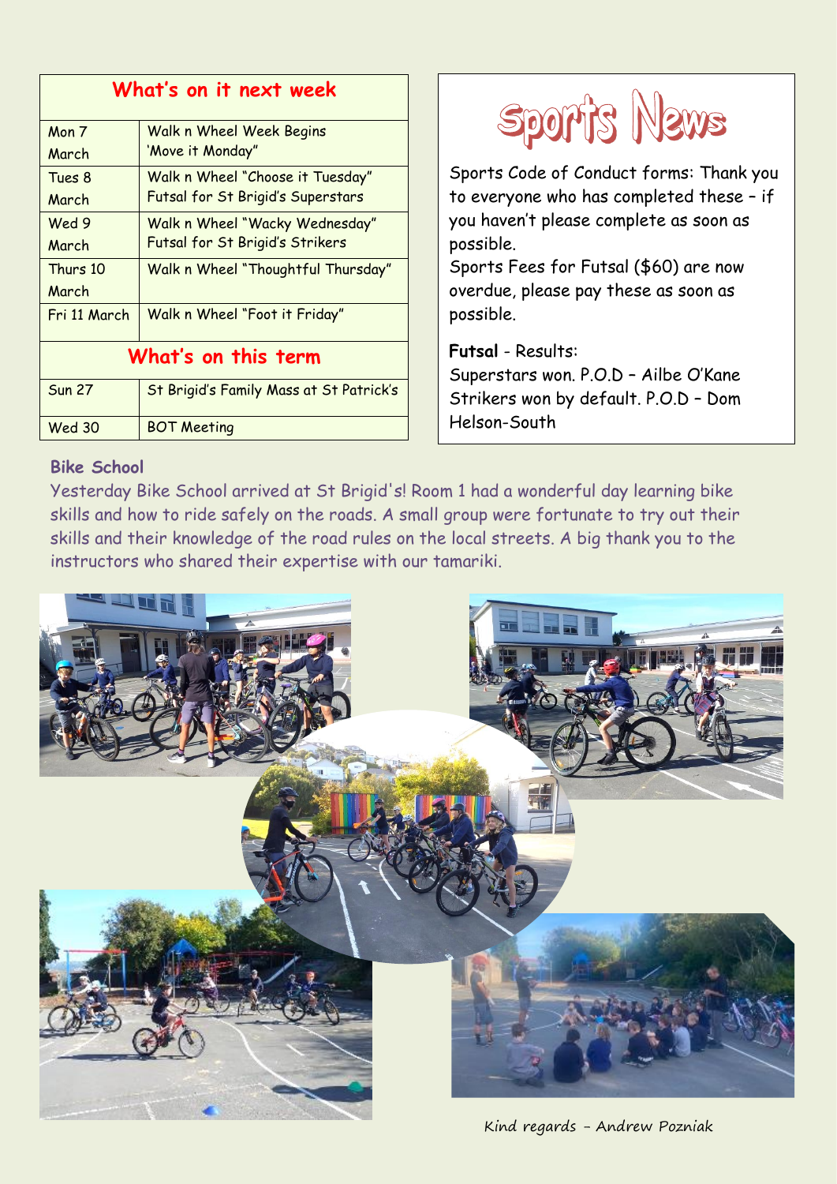| What's on it next week | |
|---|---|
| Mon 7 March | Walk n Wheel Week Begins 'Move it Monday" |
| Tues 8 March | Walk n Wheel "Choose it Tuesday" Futsal for St Brigid's Superstars |
| Wed 9 March | Walk n Wheel "Wacky Wednesday" Futsal for St Brigid's Strikers |
| Thurs 10 March | Walk n Wheel "Thoughtful Thursday" |
| Fri 11 March | Walk n Wheel "Foot it Friday" |
| **What's on this term** | |
| Sun 27 | St Brigid's Family Mass at St Patrick's |
| Wed 30 | BOT Meeting |

## Sports News

Sports Code of Conduct forms: Thank you to everyone who has completed these – if you haven't please complete as soon as possible.

Sports Fees for Futsal ($60) are now overdue, please pay these as soon as possible.

**Futsal** - Results:
Superstars won. P.O.D – Ailbe O'Kane
Strikers won by default. P.O.D – Dom Helson-South

### Bike School

Yesterday Bike School arrived at St Brigid's! Room 1 had a wonderful day learning bike skills and how to ride safely on the roads. A small group were fortunate to try out their skills and their knowledge of the road rules on the local streets. A big thank you to the instructors who shared their expertise with our tamariki.

Kind regards – Andrew Pozniak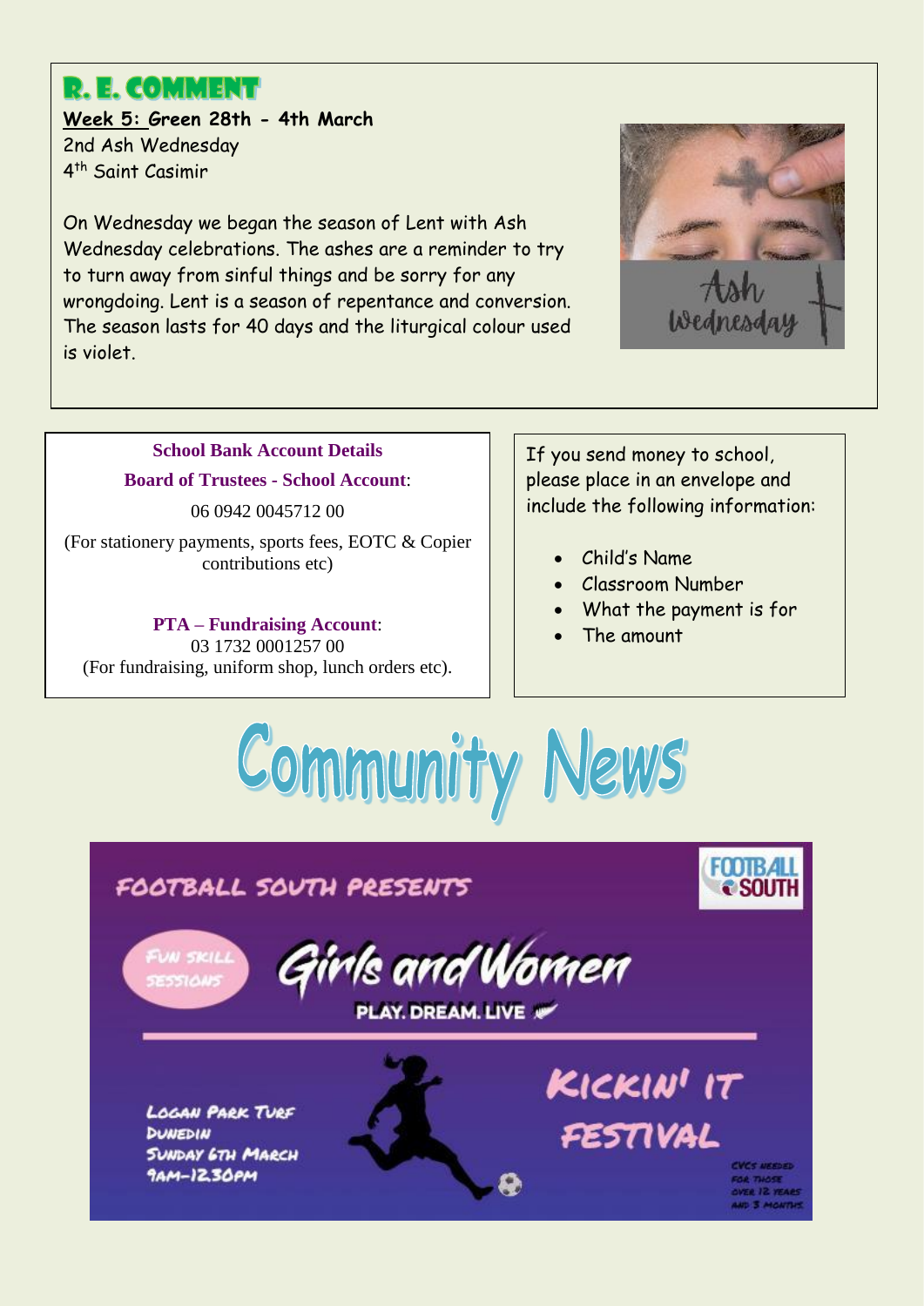## R. E. COMMENT

**Week 5: Green 28th - 4th March**
2nd Ash Wednesday
4th Saint Casimir

On Wednesday we began the season of Lent with Ash Wednesday celebrations. The ashes are a reminder to try to turn away from sinful things and be sorry for any wrongdoing. Lent is a season of repentance and conversion. The season lasts for 40 days and the liturgical colour used is violet.

Ash Wednesday

**School Bank Account Details**

**Board of Trustees - School Account**:
06 0942 0045712 00
(For stationery payments, sports fees, EOTC & Copier contributions etc)

**PTA – Fundraising Account**:
03 1732 0001257 00
(For fundraising, uniform shop, lunch orders etc).

If you send money to school, please place in an envelope and include the following information:

- Child's Name
- Classroom Number
- What the payment is for
- The amount

# Community News

FOOTBALL SOUTH PRESENTS

FOOTBALL SOUTH

FUN SKILL SESSIONS

Girls and Women

PLAY. DREAM. LIVE

LOGAN PARK TURF
DUNEDIN
SUNDAY 6TH MARCH
9AM-12.30PM

KICKIN' IT FESTIVAL

CVCS NEEDED FOR THOSE OVER 12 YEARS AND 3 MONTHS